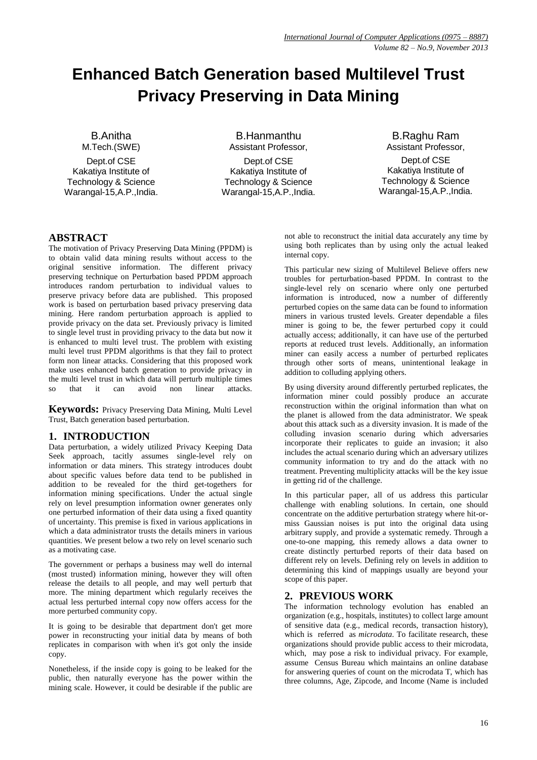# Enhanced Batch Generation based Multilevel Trust Privacy Preserving in Data Mining

B.Anitha
M.Tech.(SWE)
Dept.of CSE
Kakatiya Institute of Technology & Science
Warangal-15,A.P.,India.

B.Hanmanthu
Assistant Professor,
Dept.of CSE
Kakatiya Institute of Technology & Science
Warangal-15,A.P.,India.

B.Raghu Ram
Assistant Professor,
Dept.of CSE
Kakatiya Institute of Technology & Science
Warangal-15,A.P.,India.

## ABSTRACT

The motivation of Privacy Preserving Data Mining (PPDM) is to obtain valid data mining results without access to the original sensitive information. The different privacy preserving technique on Perturbation based PPDM approach introduces random perturbation to individual values to preserve privacy before data are published. This proposed work is based on perturbation based privacy preserving data mining. Here random perturbation approach is applied to provide privacy on the data set. Previously privacy is limited to single level trust in providing privacy to the data but now it is enhanced to multi level trust. The problem with existing multi level trust PPDM algorithms is that they fail to protect form non linear attacks. Considering that this proposed work make uses enhanced batch generation to provide privacy in the multi level trust in which data will perturb multiple times so that it can avoid non linear attacks.

**Keywords:** Privacy Preserving Data Mining, Multi Level Trust, Batch generation based perturbation.

## 1. INTRODUCTION

Data perturbation, a widely utilized Privacy Keeping Data Seek approach, tacitly assumes single-level rely on information or data miners. This strategy introduces doubt about specific values before data tend to be published in addition to be revealed for the third get-togethers for information mining specifications. Under the actual single rely on level presumption information owner generates only one perturbed information of their data using a fixed quantity of uncertainty. This premise is fixed in various applications in which a data administrator trusts the details miners in various quantities. We present below a two rely on level scenario such as a motivating case.

The government or perhaps a business may well do internal (most trusted) information mining, however they will often release the details to all people, and may well perturb that more. The mining department which regularly receives the actual less perturbed internal copy now offers access for the more perturbed community copy.

It is going to be desirable that department don't get more power in reconstructing your initial data by means of both replicates in comparison with when it's got only the inside copy.

Nonetheless, if the inside copy is going to be leaked for the public, then naturally everyone has the power within the mining scale. However, it could be desirable if the public are not able to reconstruct the initial data accurately any time by using both replicates than by using only the actual leaked internal copy.

This particular new sizing of Multilevel Believe offers new troubles for perturbation-based PPDM. In contrast to the single-level rely on scenario where only one perturbed information is introduced, now a number of differently perturbed copies on the same data can be found to information miners in various trusted levels. Greater dependable a files miner is going to be, the fewer perturbed copy it could actually access; additionally, it can have use of the perturbed reports at reduced trust levels. Additionally, an information miner can easily access a number of perturbed replicates through other sorts of means, unintentional leakage in addition to colluding applying others.

By using diversity around differently perturbed replicates, the information miner could possibly produce an accurate reconstruction within the original information than what on the planet is allowed from the data administrator. We speak about this attack such as a diversity invasion. It is made of the colluding invasion scenario during which adversaries incorporate their replicates to guide an invasion; it also includes the actual scenario during which an adversary utilizes community information to try and do the attack with no treatment. Preventing multiplicity attacks will be the key issue in getting rid of the challenge.

In this particular paper, all of us address this particular challenge with enabling solutions. In certain, one should concentrate on the additive perturbation strategy where hit-or-miss Gaussian noises is put into the original data using arbitrary supply, and provide a systematic remedy. Through a one-to-one mapping, this remedy allows a data owner to create distinctly perturbed reports of their data based on different rely on levels. Defining rely on levels in addition to determining this kind of mappings usually are beyond your scope of this paper.

## 2. PREVIOUS WORK

The information technology evolution has enabled an organization (e.g., hospitals, institutes) to collect large amount of sensitive data (e.g., medical records, transaction history), which is referred as *microdata*. To facilitate research, these organizations should provide public access to their microdata, which, may pose a risk to individual privacy. For example, assume Census Bureau which maintains an online database for answering queries of count on the microdata T, which has three columns, Age, Zipcode, and Income (Name is included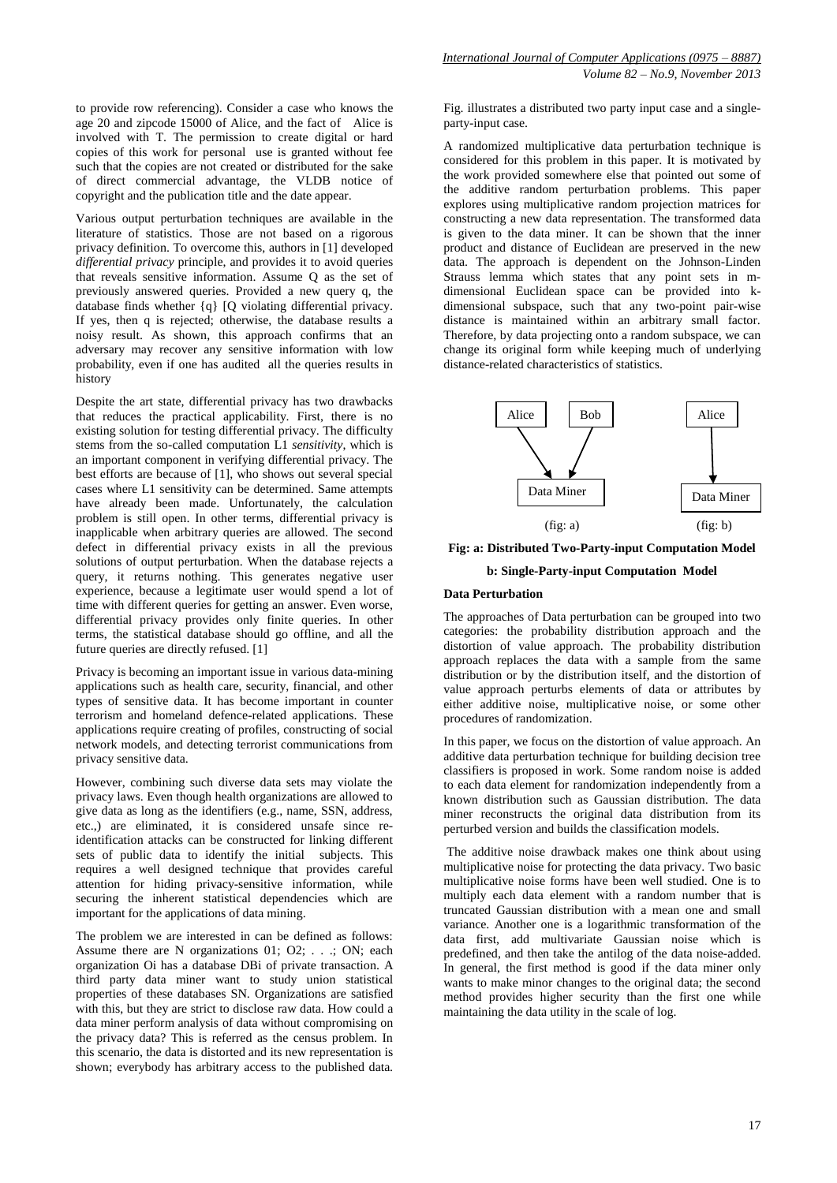to provide row referencing). Consider a case who knows the age 20 and zipcode 15000 of Alice, and the fact of Alice is involved with T. The permission to create digital or hard copies of this work for personal use is granted without fee such that the copies are not created or distributed for the sake of direct commercial advantage, the VLDB notice of copyright and the publication title and the date appear.

Various output perturbation techniques are available in the literature of statistics. Those are not based on a rigorous privacy definition. To overcome this, authors in [1] developed *differential privacy* principle, and provides it to avoid queries that reveals sensitive information. Assume Q as the set of previously answered queries. Provided a new query q, the database finds whether {q} [Q violating differential privacy. If yes, then q is rejected; otherwise, the database results a noisy result. As shown, this approach confirms that an adversary may recover any sensitive information with low probability, even if one has audited all the queries results in history

Despite the art state, differential privacy has two drawbacks that reduces the practical applicability. First, there is no existing solution for testing differential privacy. The difficulty stems from the so-called computation L1 *sensitivity*, which is an important component in verifying differential privacy. The best efforts are because of [1], who shows out several special cases where L1 sensitivity can be determined. Same attempts have already been made. Unfortunately, the calculation problem is still open. In other terms, differential privacy is inapplicable when arbitrary queries are allowed. The second defect in differential privacy exists in all the previous solutions of output perturbation. When the database rejects a query, it returns nothing. This generates negative user experience, because a legitimate user would spend a lot of time with different queries for getting an answer. Even worse, differential privacy provides only finite queries. In other terms, the statistical database should go offline, and all the future queries are directly refused. [1]

Privacy is becoming an important issue in various data-mining applications such as health care, security, financial, and other types of sensitive data. It has become important in counter terrorism and homeland defence-related applications. These applications require creating of profiles, constructing of social network models, and detecting terrorist communications from privacy sensitive data.

However, combining such diverse data sets may violate the privacy laws. Even though health organizations are allowed to give data as long as the identifiers (e.g., name, SSN, address, etc.,) are eliminated, it is considered unsafe since re-identification attacks can be constructed for linking different sets of public data to identify the initial subjects. This requires a well designed technique that provides careful attention for hiding privacy-sensitive information, while securing the inherent statistical dependencies which are important for the applications of data mining.

The problem we are interested in can be defined as follows: Assume there are N organizations 01; O2; . . .; ON; each organization Oi has a database DBi of private transaction. A third party data miner want to study union statistical properties of these databases SN. Organizations are satisfied with this, but they are strict to disclose raw data. How could a data miner perform analysis of data without compromising on the privacy data? This is referred as the census problem. In this scenario, the data is distorted and its new representation is shown; everybody has arbitrary access to the published data. Fig. illustrates a distributed two party input case and a single-party-input case.

A randomized multiplicative data perturbation technique is considered for this problem in this paper. It is motivated by the work provided somewhere else that pointed out some of the additive random perturbation problems. This paper explores using multiplicative random projection matrices for constructing a new data representation. The transformed data is given to the data miner. It can be shown that the inner product and distance of Euclidean are preserved in the new data. The approach is dependent on the Johnson-Linden Strauss lemma which states that any point sets in m-dimensional Euclidean space can be provided into k-dimensional subspace, such that any two-point pair-wise distance is maintained within an arbitrary small factor. Therefore, by data projecting onto a random subspace, we can change its original form while keeping much of underlying distance-related characteristics of statistics.

Alice → Data Miner ← Bob (fig: a)    Alice → Data Miner (fig: b)

**Fig: a: Distributed Two-Party-input Computation Model**

**b: Single-Party-input Computation Model**

### Data Perturbation

The approaches of Data perturbation can be grouped into two categories: the probability distribution approach and the distortion of value approach. The probability distribution approach replaces the data with a sample from the same distribution or by the distribution itself, and the distortion of value approach perturbs elements of data or attributes by either additive noise, multiplicative noise, or some other procedures of randomization.

In this paper, we focus on the distortion of value approach. An additive data perturbation technique for building decision tree classifiers is proposed in work. Some random noise is added to each data element for randomization independently from a known distribution such as Gaussian distribution. The data miner reconstructs the original data distribution from its perturbed version and builds the classification models.

The additive noise drawback makes one think about using multiplicative noise for protecting the data privacy. Two basic multiplicative noise forms have been well studied. One is to multiply each data element with a random number that is truncated Gaussian distribution with a mean one and small variance. Another one is a logarithmic transformation of the data first, add multivariate Gaussian noise which is predefined, and then take the antilog of the data noise-added. In general, the first method is good if the data miner only wants to make minor changes to the original data; the second method provides higher security than the first one while maintaining the data utility in the scale of log.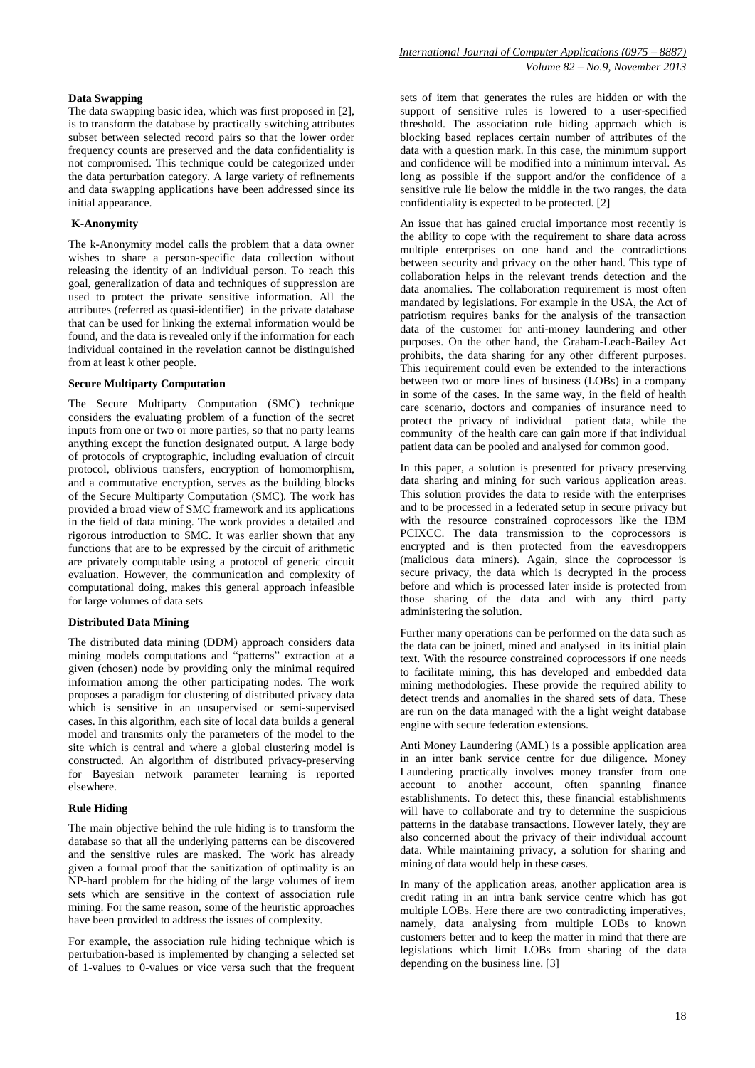### Data Swapping

The data swapping basic idea, which was first proposed in [2], is to transform the database by practically switching attributes subset between selected record pairs so that the lower order frequency counts are preserved and the data confidentiality is not compromised. This technique could be categorized under the data perturbation category. A large variety of refinements and data swapping applications have been addressed since its initial appearance.

### K-Anonymity

The k-Anonymity model calls the problem that a data owner wishes to share a person-specific data collection without releasing the identity of an individual person. To reach this goal, generalization of data and techniques of suppression are used to protect the private sensitive information. All the attributes (referred as quasi-identifier) in the private database that can be used for linking the external information would be found, and the data is revealed only if the information for each individual contained in the revelation cannot be distinguished from at least k other people.

### Secure Multiparty Computation

The Secure Multiparty Computation (SMC) technique considers the evaluating problem of a function of the secret inputs from one or two or more parties, so that no party learns anything except the function designated output. A large body of protocols of cryptographic, including evaluation of circuit protocol, oblivious transfers, encryption of homomorphism, and a commutative encryption, serves as the building blocks of the Secure Multiparty Computation (SMC). The work has provided a broad view of SMC framework and its applications in the field of data mining. The work provides a detailed and rigorous introduction to SMC. It was earlier shown that any functions that are to be expressed by the circuit of arithmetic are privately computable using a protocol of generic circuit evaluation. However, the communication and complexity of computational doing, makes this general approach infeasible for large volumes of data sets

### Distributed Data Mining

The distributed data mining (DDM) approach considers data mining models computations and "patterns" extraction at a given (chosen) node by providing only the minimal required information among the other participating nodes. The work proposes a paradigm for clustering of distributed privacy data which is sensitive in an unsupervised or semi-supervised cases. In this algorithm, each site of local data builds a general model and transmits only the parameters of the model to the site which is central and where a global clustering model is constructed. An algorithm of distributed privacy-preserving for Bayesian network parameter learning is reported elsewhere.

### Rule Hiding

The main objective behind the rule hiding is to transform the database so that all the underlying patterns can be discovered and the sensitive rules are masked. The work has already given a formal proof that the sanitization of optimality is an NP-hard problem for the hiding of the large volumes of item sets which are sensitive in the context of association rule mining. For the same reason, some of the heuristic approaches have been provided to address the issues of complexity.

For example, the association rule hiding technique which is perturbation-based is implemented by changing a selected set of 1-values to 0-values or vice versa such that the frequent sets of item that generates the rules are hidden or with the support of sensitive rules is lowered to a user-specified threshold. The association rule hiding approach which is blocking based replaces certain number of attributes of the data with a question mark. In this case, the minimum support and confidence will be modified into a minimum interval. As long as possible if the support and/or the confidence of a sensitive rule lie below the middle in the two ranges, the data confidentiality is expected to be protected. [2]

An issue that has gained crucial importance most recently is the ability to cope with the requirement to share data across multiple enterprises on one hand and the contradictions between security and privacy on the other hand. This type of collaboration helps in the relevant trends detection and the data anomalies. The collaboration requirement is most often mandated by legislations. For example in the USA, the Act of patriotism requires banks for the analysis of the transaction data of the customer for anti-money laundering and other purposes. On the other hand, the Graham-Leach-Bailey Act prohibits, the data sharing for any other different purposes. This requirement could even be extended to the interactions between two or more lines of business (LOBs) in a company in some of the cases. In the same way, in the field of health care scenario, doctors and companies of insurance need to protect the privacy of individual patient data, while the community of the health care can gain more if that individual patient data can be pooled and analysed for common good.

In this paper, a solution is presented for privacy preserving data sharing and mining for such various application areas. This solution provides the data to reside with the enterprises and to be processed in a federated setup in secure privacy but with the resource constrained coprocessors like the IBM PCIXCC. The data transmission to the coprocessors is encrypted and is then protected from the eavesdroppers (malicious data miners). Again, since the coprocessor is secure privacy, the data which is decrypted in the process before and which is processed later inside is protected from those sharing of the data and with any third party administering the solution.

Further many operations can be performed on the data such as the data can be joined, mined and analysed in its initial plain text. With the resource constrained coprocessors if one needs to facilitate mining, this has developed and embedded data mining methodologies. These provide the required ability to detect trends and anomalies in the shared sets of data. These are run on the data managed with the a light weight database engine with secure federation extensions.

Anti Money Laundering (AML) is a possible application area in an inter bank service centre for due diligence. Money Laundering practically involves money transfer from one account to another account, often spanning finance establishments. To detect this, these financial establishments will have to collaborate and try to determine the suspicious patterns in the database transactions. However lately, they are also concerned about the privacy of their individual account data. While maintaining privacy, a solution for sharing and mining of data would help in these cases.

In many of the application areas, another application area is credit rating in an intra bank service centre which has got multiple LOBs. Here there are two contradicting imperatives, namely, data analysing from multiple LOBs to known customers better and to keep the matter in mind that there are legislations which limit LOBs from sharing of the data depending on the business line. [3]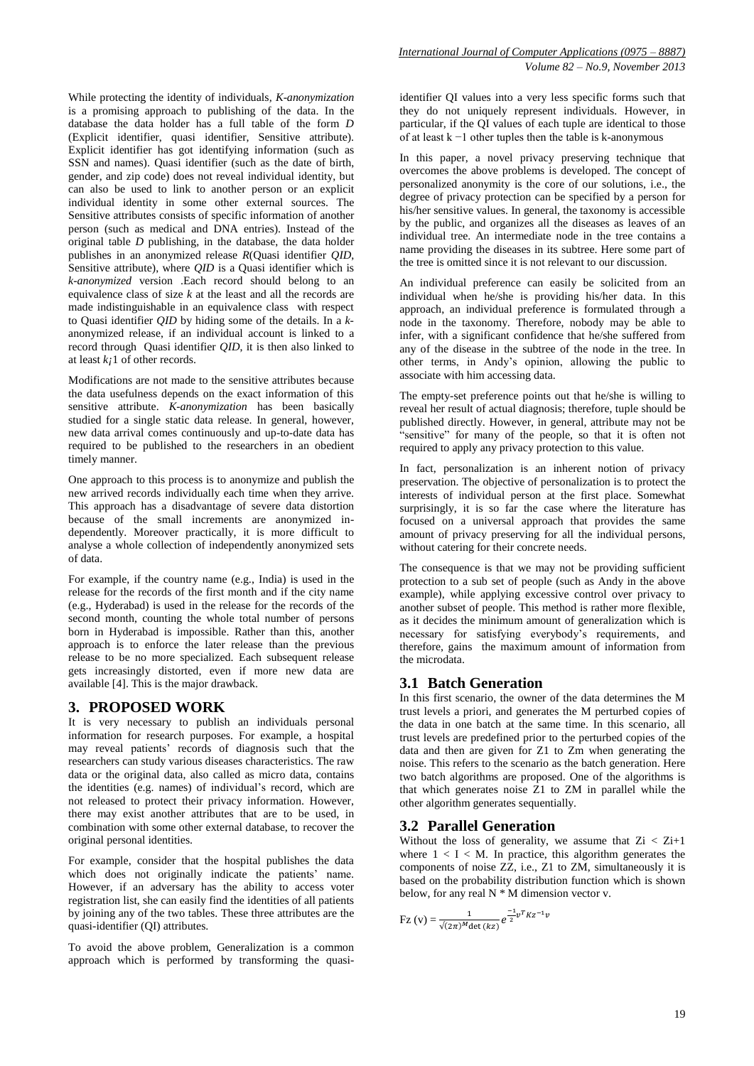While protecting the identity of individuals, *K-anonymization* is a promising approach to publishing of the data. In the database the data holder has a full table of the form *D* (Explicit identifier, quasi identifier, Sensitive attribute). Explicit identifier has got identifying information (such as SSN and names). Quasi identifier (such as the date of birth, gender, and zip code) does not reveal individual identity, but can also be used to link to another person or an explicit individual identity in some other external sources. The Sensitive attributes consists of specific information of another person (such as medical and DNA entries). Instead of the original table *D* publishing, in the database, the data holder publishes in an anonymized release *R*(Quasi identifier *QID*, Sensitive attribute), where *QID* is a Quasi identifier which is *k-anonymized* version .Each record should belong to an equivalence class of size *k* at the least and all the records are made indistinguishable in an equivalence class with respect to Quasi identifier *QID* by hiding some of the details. In a *k*-anonymized release, if an individual account is linked to a record through Quasi identifier *QID*, it is then also linked to at least *k¡*1 of other records.

Modifications are not made to the sensitive attributes because the data usefulness depends on the exact information of this sensitive attribute. *K-anonymization* has been basically studied for a single static data release. In general, however, new data arrival comes continuously and up-to-date data has required to be published to the researchers in an obedient timely manner.

One approach to this process is to anonymize and publish the new arrived records individually each time when they arrive. This approach has a disadvantage of severe data distortion because of the small increments are anonymized in-dependently. Moreover practically, it is more difficult to analyse a whole collection of independently anonymized sets of data.

For example, if the country name (e.g., India) is used in the release for the records of the first month and if the city name (e.g., Hyderabad) is used in the release for the records of the second month, counting the whole total number of persons born in Hyderabad is impossible. Rather than this, another approach is to enforce the later release than the previous release to be no more specialized. Each subsequent release gets increasingly distorted, even if more new data are available [4]. This is the major drawback.

## 3. PROPOSED WORK

It is very necessary to publish an individuals personal information for research purposes. For example, a hospital may reveal patients' records of diagnosis such that the researchers can study various diseases characteristics. The raw data or the original data, also called as micro data, contains the identities (e.g. names) of individual's record, which are not released to protect their privacy information. However, there may exist another attributes that are to be used, in combination with some other external database, to recover the original personal identities.

For example, consider that the hospital publishes the data which does not originally indicate the patients' name. However, if an adversary has the ability to access voter registration list, she can easily find the identities of all patients by joining any of the two tables. These three attributes are the quasi-identifier (QI) attributes.

To avoid the above problem, Generalization is a common approach which is performed by transforming the quasi-identifier QI values into a very less specific forms such that they do not uniquely represent individuals. However, in particular, if the QI values of each tuple are identical to those of at least k −1 other tuples then the table is k-anonymous

In this paper, a novel privacy preserving technique that overcomes the above problems is developed. The concept of personalized anonymity is the core of our solutions, i.e., the degree of privacy protection can be specified by a person for his/her sensitive values. In general, the taxonomy is accessible by the public, and organizes all the diseases as leaves of an individual tree. An intermediate node in the tree contains a name providing the diseases in its subtree. Here some part of the tree is omitted since it is not relevant to our discussion.

An individual preference can easily be solicited from an individual when he/she is providing his/her data. In this approach, an individual preference is formulated through a node in the taxonomy. Therefore, nobody may be able to infer, with a significant confidence that he/she suffered from any of the disease in the subtree of the node in the tree. In other terms, in Andy's opinion, allowing the public to associate with him accessing data.

The empty-set preference points out that he/she is willing to reveal her result of actual diagnosis; therefore, tuple should be published directly. However, in general, attribute may not be "sensitive" for many of the people, so that it is often not required to apply any privacy protection to this value.

In fact, personalization is an inherent notion of privacy preservation. The objective of personalization is to protect the interests of individual person at the first place. Somewhat surprisingly, it is so far the case where the literature has focused on a universal approach that provides the same amount of privacy preserving for all the individual persons, without catering for their concrete needs.

The consequence is that we may not be providing sufficient protection to a sub set of people (such as Andy in the above example), while applying excessive control over privacy to another subset of people. This method is rather more flexible, as it decides the minimum amount of generalization which is necessary for satisfying everybody's requirements, and therefore, gains the maximum amount of information from the microdata.

### 3.1 Batch Generation

In this first scenario, the owner of the data determines the M trust levels a priori, and generates the M perturbed copies of the data in one batch at the same time. In this scenario, all trust levels are predefined prior to the perturbed copies of the data and then are given for Z1 to Zm when generating the noise. This refers to the scenario as the batch generation. Here two batch algorithms are proposed. One of the algorithms is that which generates noise Z1 to ZM in parallel while the other algorithm generates sequentially.

### 3.2 Parallel Generation

Without the loss of generality, we assume that Zi < Zi+1 where 1 < I < M. In practice, this algorithm generates the components of noise ZZ, i.e., Z1 to ZM, simultaneously it is based on the probability distribution function which is shown below, for any real N * M dimension vector v.

$$\text{Fz}\,(\text{v}) = \frac{1}{\sqrt{(2\pi)^{M}\det{(kz)}}}e^{\frac{-1}{2}v^{T}Kz^{-1}v}$$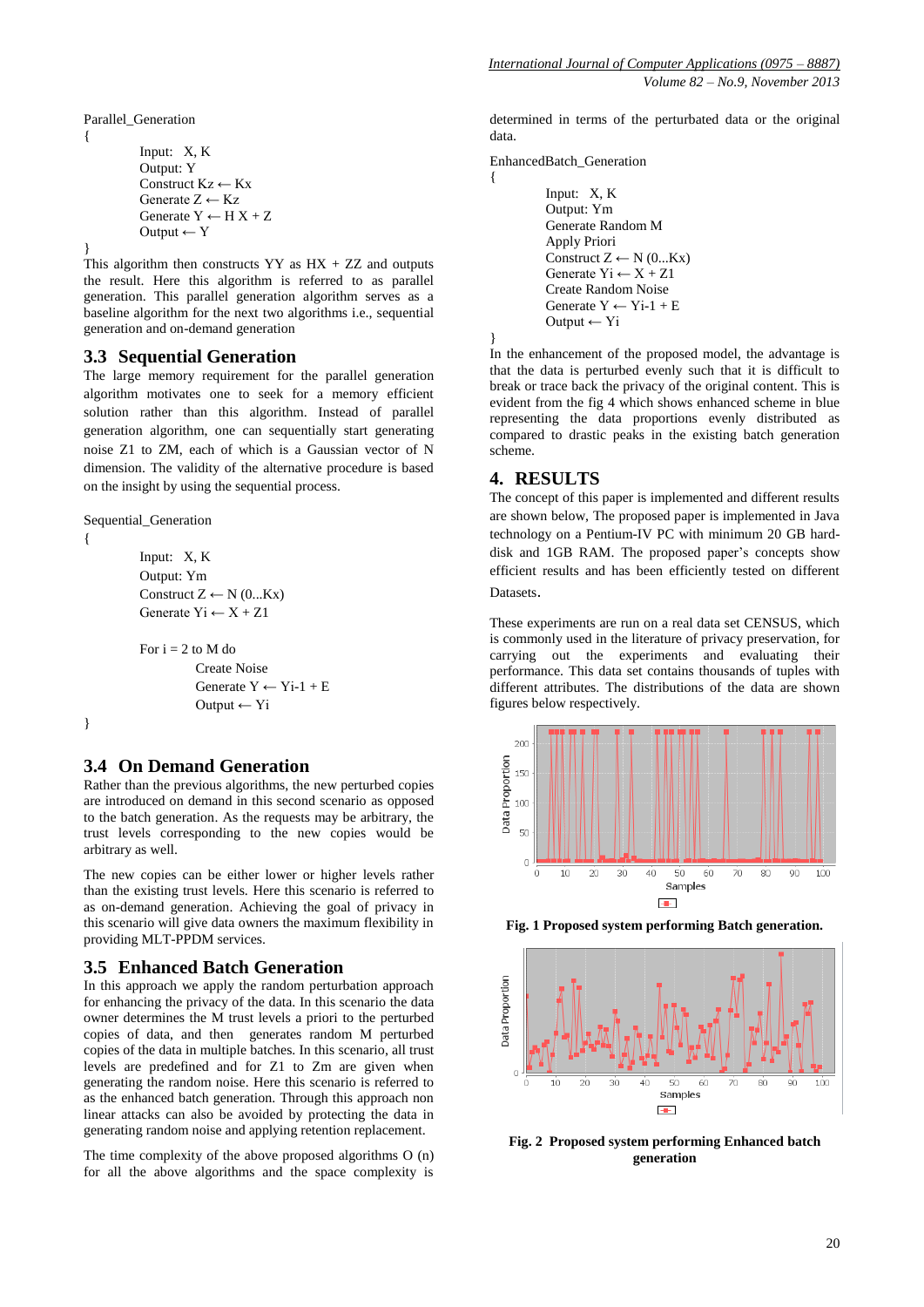```
Parallel_Generation
{
        Input:   X, K
        Output: Y
        Construct Kz ← Kx
        Generate Z ← Kz
        Generate Y ← H X + Z
        Output ← Y
}
```

This algorithm then constructs YY as HX + ZZ and outputs the result. Here this algorithm is referred to as parallel generation. This parallel generation algorithm serves as a baseline algorithm for the next two algorithms i.e., sequential generation and on-demand generation

## 3.3 Sequential Generation

The large memory requirement for the parallel generation algorithm motivates one to seek for a memory efficient solution rather than this algorithm. Instead of parallel generation algorithm, one can sequentially start generating noise Z1 to ZM, each of which is a Gaussian vector of N dimension. The validity of the alternative procedure is based on the insight by using the sequential process.

```
Sequential_Generation
{
        Input:   X, K
        Output: Ym
        Construct Z ← N (0...Kx)
        Generate Yi ← X + Z1

        For i = 2 to M do
                Create Noise
                Generate Y ← Yi-1 + E
                Output ← Yi
}
```

## 3.4 On Demand Generation

Rather than the previous algorithms, the new perturbed copies are introduced on demand in this second scenario as opposed to the batch generation. As the requests may be arbitrary, the trust levels corresponding to the new copies would be arbitrary as well.

The new copies can be either lower or higher levels rather than the existing trust levels. Here this scenario is referred to as on-demand generation. Achieving the goal of privacy in this scenario will give data owners the maximum flexibility in providing MLT-PPDM services.

## 3.5 Enhanced Batch Generation

In this approach we apply the random perturbation approach for enhancing the privacy of the data. In this scenario the data owner determines the M trust levels a priori to the perturbed copies of data, and then generates random M perturbed copies of the data in multiple batches. In this scenario, all trust levels are predefined and for Z1 to Zm are given when generating the random noise. Here this scenario is referred to as the enhanced batch generation. Through this approach non linear attacks can also be avoided by protecting the data in generating random noise and applying retention replacement.

The time complexity of the above proposed algorithms O (n) for all the above algorithms and the space complexity is determined in terms of the perturbated data or the original data.

```
EnhancedBatch_Generation
{
        Input:   X, K
        Output: Ym
        Generate Random M
        Apply Priori
        Construct Z ← N (0...Kx)
        Generate Yi ← X + Z1
        Create Random Noise
        Generate Y ← Yi-1 + E
        Output ← Yi
}
```

In the enhancement of the proposed model, the advantage is that the data is perturbed evenly such that it is difficult to break or trace back the privacy of the original content. This is evident from the fig 4 which shows enhanced scheme in blue representing the data proportions evenly distributed as compared to drastic peaks in the existing batch generation scheme.

# 4. RESULTS

The concept of this paper is implemented and different results are shown below, The proposed paper is implemented in Java technology on a Pentium-IV PC with minimum 20 GB hard-disk and 1GB RAM. The proposed paper's concepts show efficient results and has been efficiently tested on different Datasets.

These experiments are run on a real data set CENSUS, which is commonly used in the literature of privacy preservation, for carrying out the experiments and evaluating their performance. This data set contains thousands of tuples with different attributes. The distributions of the data are shown figures below respectively.

**Fig. 1 Proposed system performing Batch generation.**

**Fig. 2 Proposed system performing Enhanced batch generation**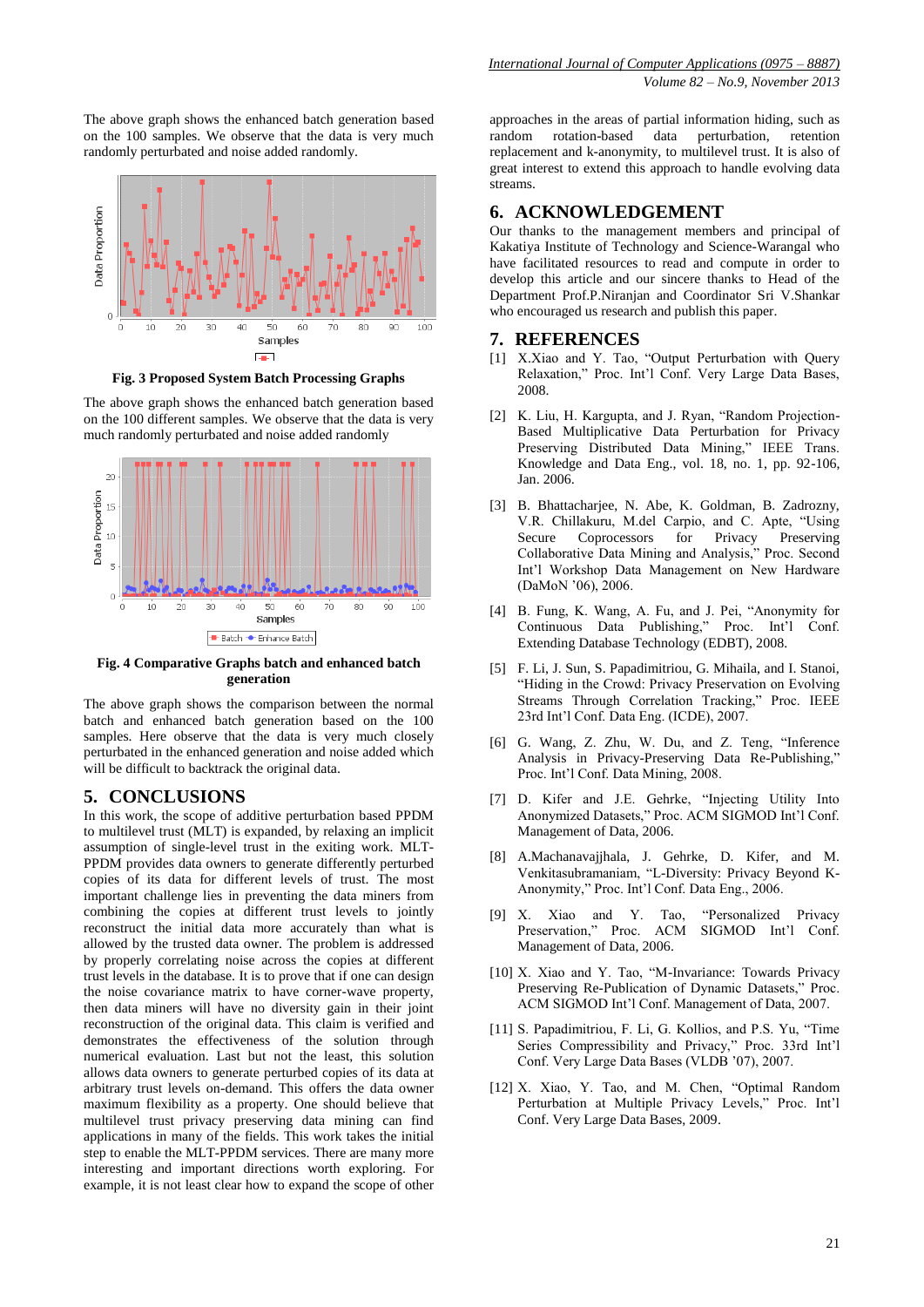The above graph shows the enhanced batch generation based on the 100 samples. We observe that the data is very much randomly perturbated and noise added randomly.

**Fig. 3 Proposed System Batch Processing Graphs**

The above graph shows the enhanced batch generation based on the 100 different samples. We observe that the data is very much randomly perturbated and noise added randomly

**Fig. 4 Comparative Graphs batch and enhanced batch generation**

The above graph shows the comparison between the normal batch and enhanced batch generation based on the 100 samples. Here observe that the data is very much closely perturbated in the enhanced generation and noise added which will be difficult to backtrack the original data.

## 5. CONCLUSIONS

In this work, the scope of additive perturbation based PPDM to multilevel trust (MLT) is expanded, by relaxing an implicit assumption of single-level trust in the exiting work. MLT-PPDM provides data owners to generate differently perturbed copies of its data for different levels of trust. The most important challenge lies in preventing the data miners from combining the copies at different trust levels to jointly reconstruct the initial data more accurately than what is allowed by the trusted data owner. The problem is addressed by properly correlating noise across the copies at different trust levels in the database. It is to prove that if one can design the noise covariance matrix to have corner-wave property, then data miners will have no diversity gain in their joint reconstruction of the original data. This claim is verified and demonstrates the effectiveness of the solution through numerical evaluation. Last but not the least, this solution allows data owners to generate perturbed copies of its data at arbitrary trust levels on-demand. This offers the data owner maximum flexibility as a property. One should believe that multilevel trust privacy preserving data mining can find applications in many of the fields. This work takes the initial step to enable the MLT-PPDM services. There are many more interesting and important directions worth exploring. For example, it is not least clear how to expand the scope of other approaches in the areas of partial information hiding, such as random rotation-based data perturbation, retention replacement and k-anonymity, to multilevel trust. It is also of great interest to extend this approach to handle evolving data streams.

## 6. ACKNOWLEDGEMENT

Our thanks to the management members and principal of Kakatiya Institute of Technology and Science-Warangal who have facilitated resources to read and compute in order to develop this article and our sincere thanks to Head of the Department Prof.P.Niranjan and Coordinator Sri V.Shankar who encouraged us research and publish this paper.

## 7. REFERENCES

[1] X.Xiao and Y. Tao, "Output Perturbation with Query Relaxation," Proc. Int'l Conf. Very Large Data Bases, 2008.

[2] K. Liu, H. Kargupta, and J. Ryan, "Random Projection-Based Multiplicative Data Perturbation for Privacy Preserving Distributed Data Mining," IEEE Trans. Knowledge and Data Eng., vol. 18, no. 1, pp. 92-106, Jan. 2006.

[3] B. Bhattacharjee, N. Abe, K. Goldman, B. Zadrozny, V.R. Chillakuru, M.del Carpio, and C. Apte, "Using Secure Coprocessors for Privacy Preserving Collaborative Data Mining and Analysis," Proc. Second Int'l Workshop Data Management on New Hardware (DaMoN '06), 2006.

[4] B. Fung, K. Wang, A. Fu, and J. Pei, "Anonymity for Continuous Data Publishing," Proc. Int'l Conf. Extending Database Technology (EDBT), 2008.

[5] F. Li, J. Sun, S. Papadimitriou, G. Mihaila, and I. Stanoi, "Hiding in the Crowd: Privacy Preservation on Evolving Streams Through Correlation Tracking," Proc. IEEE 23rd Int'l Conf. Data Eng. (ICDE), 2007.

[6] G. Wang, Z. Zhu, W. Du, and Z. Teng, "Inference Analysis in Privacy-Preserving Data Re-Publishing," Proc. Int'l Conf. Data Mining, 2008.

[7] D. Kifer and J.E. Gehrke, "Injecting Utility Into Anonymized Datasets," Proc. ACM SIGMOD Int'l Conf. Management of Data, 2006.

[8] A.Machanavajjhala, J. Gehrke, D. Kifer, and M. Venkitasubramaniam, "L-Diversity: Privacy Beyond K-Anonymity," Proc. Int'l Conf. Data Eng., 2006.

[9] X. Xiao and Y. Tao, "Personalized Privacy Preservation," Proc. ACM SIGMOD Int'l Conf. Management of Data, 2006.

[10] X. Xiao and Y. Tao, "M-Invariance: Towards Privacy Preserving Re-Publication of Dynamic Datasets," Proc. ACM SIGMOD Int'l Conf. Management of Data, 2007.

[11] S. Papadimitriou, F. Li, G. Kollios, and P.S. Yu, "Time Series Compressibility and Privacy," Proc. 33rd Int'l Conf. Very Large Data Bases (VLDB '07), 2007.

[12] X. Xiao, Y. Tao, and M. Chen, "Optimal Random Perturbation at Multiple Privacy Levels," Proc. Int'l Conf. Very Large Data Bases, 2009.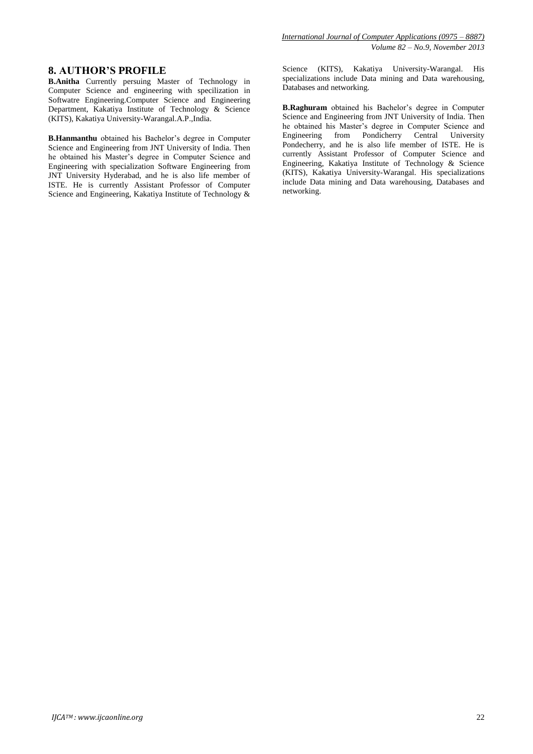## 8. AUTHOR'S PROFILE

**B.Anitha** Currently persuing Master of Technology in Computer Science and engineering with specilization in Softwatre Engineering.Computer Science and Engineering Department, Kakatiya Institute of Technology & Science (KITS), Kakatiya University-Warangal.A.P.,India.

**B.Hanmanthu** obtained his Bachelor's degree in Computer Science and Engineering from JNT University of India. Then he obtained his Master's degree in Computer Science and Engineering with specialization Software Engineering from JNT University Hyderabad, and he is also life member of ISTE. He is currently Assistant Professor of Computer Science and Engineering, Kakatiya Institute of Technology & Science (KITS), Kakatiya University-Warangal. His specializations include Data mining and Data warehousing, Databases and networking.

**B.Raghuram** obtained his Bachelor's degree in Computer Science and Engineering from JNT University of India. Then he obtained his Master's degree in Computer Science and Engineering from Pondicherry Central University Pondecherry, and he is also life member of ISTE. He is currently Assistant Professor of Computer Science and Engineering, Kakatiya Institute of Technology & Science (KITS), Kakatiya University-Warangal. His specializations include Data mining and Data warehousing, Databases and networking.